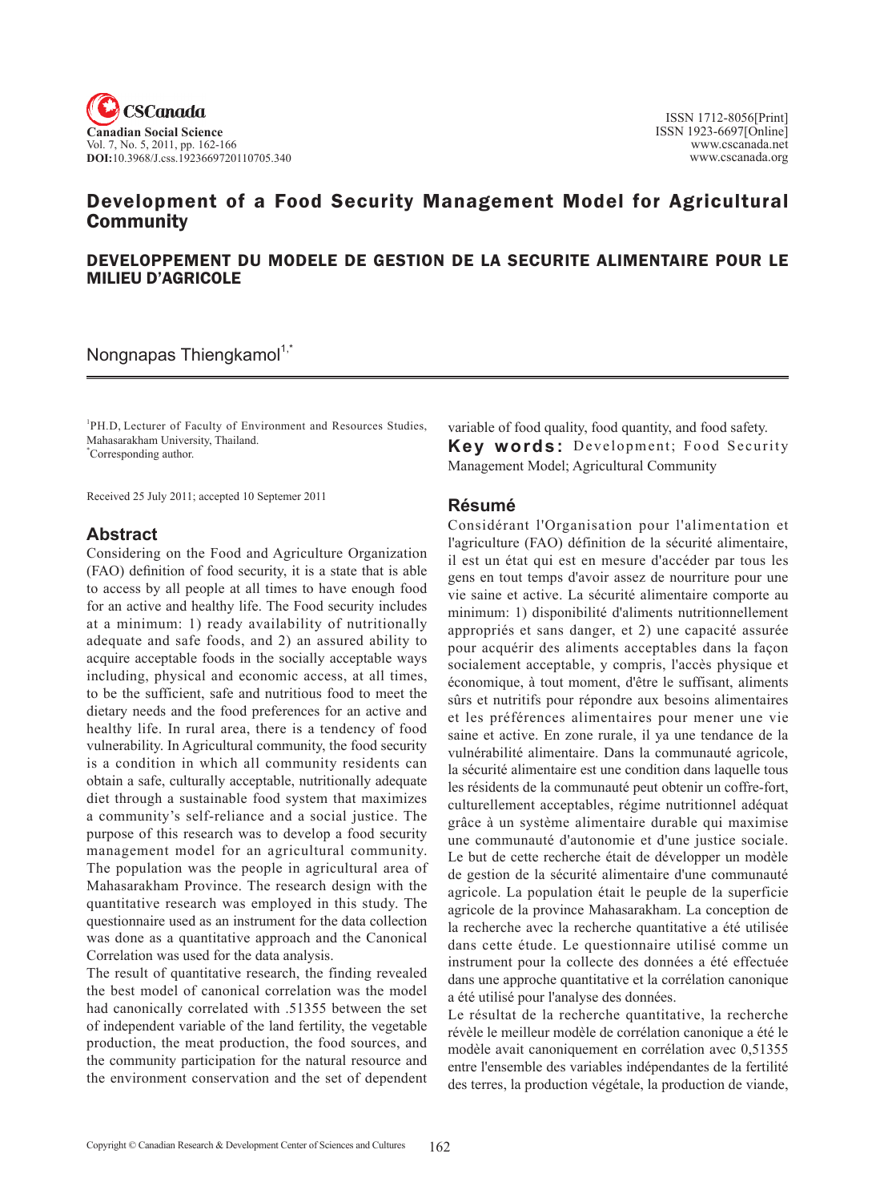# Development of a Food Security Management Model for Agricultural Community

## DEVELOPPEMENT DU MODELE DE GESTION DE LA SECURITE ALIMENTAIRE POUR LE MILIEU D'AGRICOLE

Nongnapas Thiengkamol[1,*]

[1]PH.D, Lecturer of Faculty of Environment and Resources Studies, Mahasarakham University, Thailand.
[*]Corresponding author.

Received 25 July 2011; accepted 10 Septemer 2011

## Abstract

Considering on the Food and Agriculture Organization (FAO) definition of food security, it is a state that is able to access by all people at all times to have enough food for an active and healthy life. The Food security includes at a minimum: 1) ready availability of nutritionally adequate and safe foods, and 2) an assured ability to acquire acceptable foods in the socially acceptable ways including, physical and economic access, at all times, to be the sufficient, safe and nutritious food to meet the dietary needs and the food preferences for an active and healthy life. In rural area, there is a tendency of food vulnerability. In Agricultural community, the food security is a condition in which all community residents can obtain a safe, culturally acceptable, nutritionally adequate diet through a sustainable food system that maximizes a community's self-reliance and a social justice. The purpose of this research was to develop a food security management model for an agricultural community. The population was the people in agricultural area of Mahasarakham Province. The research design with the quantitative research was employed in this study. The questionnaire used as an instrument for the data collection was done as a quantitative approach and the Canonical Correlation was used for the data analysis.

The result of quantitative research, the finding revealed the best model of canonical correlation was the model had canonically correlated with .51355 between the set of independent variable of the land fertility, the vegetable production, the meat production, the food sources, and the community participation for the natural resource and the environment conservation and the set of dependent variable of food quality, food quantity, and food safety.

**Key words:** Development; Food Security Management Model; Agricultural Community

## Résumé

Considérant l'Organisation pour l'alimentation et l'agriculture (FAO) définition de la sécurité alimentaire, il est un état qui est en mesure d'accéder par tous les gens en tout temps d'avoir assez de nourriture pour une vie saine et active. La sécurité alimentaire comporte au minimum: 1) disponibilité d'aliments nutritionnellement appropriés et sans danger, et 2) une capacité assurée pour acquérir des aliments acceptables dans la façon socialement acceptable, y compris, l'accès physique et économique, à tout moment, d'être le suffisant, aliments sûrs et nutritifs pour répondre aux besoins alimentaires et les préférences alimentaires pour mener une vie saine et active. En zone rurale, il ya une tendance de la vulnérabilité alimentaire. Dans la communauté agricole, la sécurité alimentaire est une condition dans laquelle tous les résidents de la communauté peut obtenir un coffre-fort, culturellement acceptables, régime nutritionnel adéquat grâce à un système alimentaire durable qui maximise une communauté d'autonomie et d'une justice sociale. Le but de cette recherche était de développer un modèle de gestion de la sécurité alimentaire d'une communauté agricole. La population était le peuple de la superficie agricole de la province Mahasarakham. La conception de la recherche avec la recherche quantitative a été utilisée dans cette étude. Le questionnaire utilisé comme un instrument pour la collecte des données a été effectuée dans une approche quantitative et la corrélation canonique a été utilisé pour l'analyse des données.

Le résultat de la recherche quantitative, la recherche révèle le meilleur modèle de corrélation canonique a été le modèle avait canoniquement en corrélation avec 0,51355 entre l'ensemble des variables indépendantes de la fertilité des terres, la production végétale, la production de viande,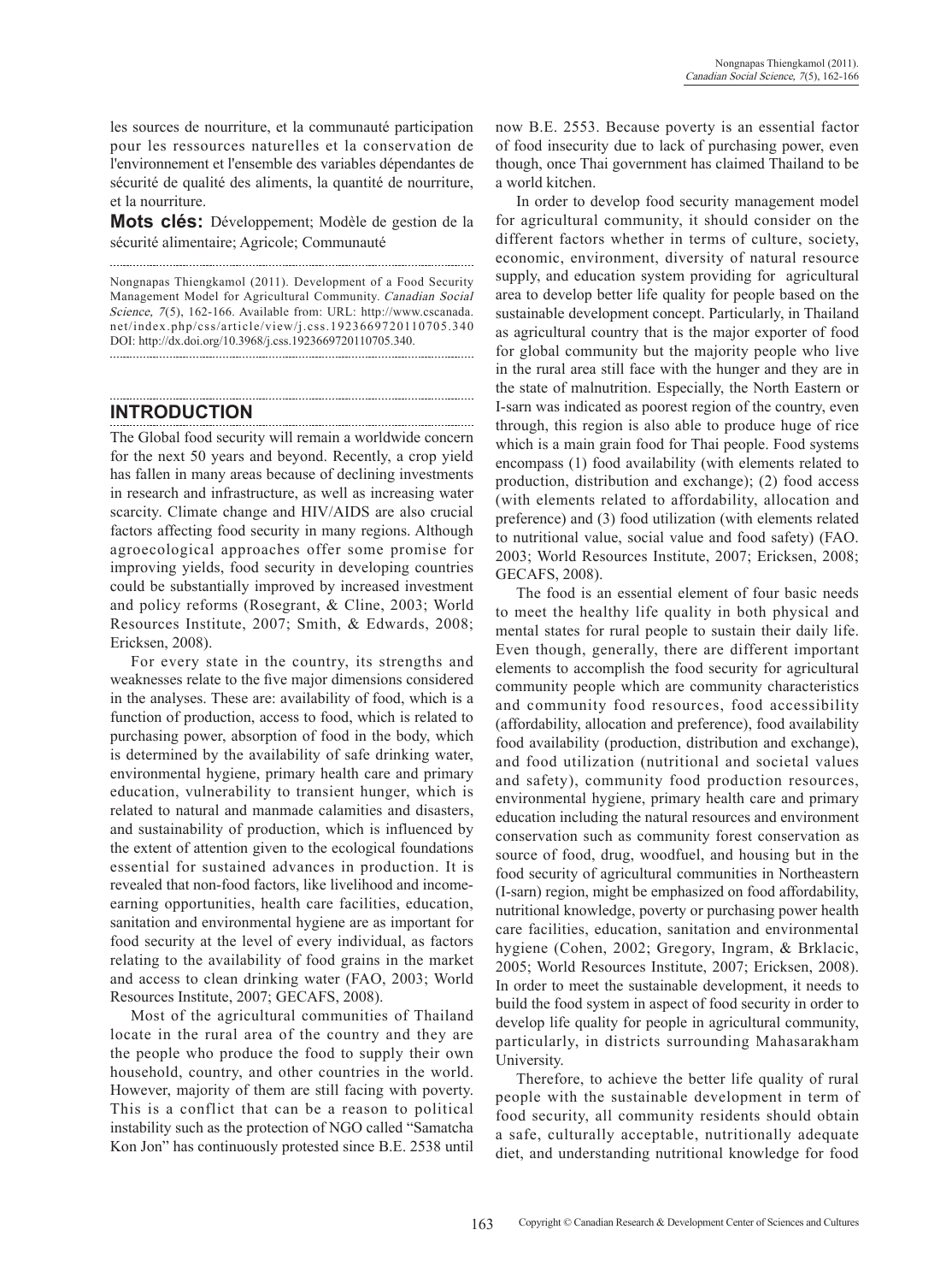les sources de nourriture, et la communauté participation pour les ressources naturelles et la conservation de l'environnement et l'ensemble des variables dépendantes de sécurité de qualité des aliments, la quantité de nourriture, et la nourriture.

**Mots clés:** Développement; Modèle de gestion de la sécurité alimentaire; Agricole; Communauté

Nongnapas Thiengkamol (2011). Development of a Food Security Management Model for Agricultural Community. *Canadian Social Science, 7*(5), 162-166. Available from: URL: http://www.cscanada.net/index.php/css/article/view/j.css.1923669720110705.340 DOI: http://dx.doi.org/10.3968/j.css.1923669720110705.340.

## INTRODUCTION

The Global food security will remain a worldwide concern for the next 50 years and beyond. Recently, a crop yield has fallen in many areas because of declining investments in research and infrastructure, as well as increasing water scarcity. Climate change and HIV/AIDS are also crucial factors affecting food security in many regions. Although agroecological approaches offer some promise for improving yields, food security in developing countries could be substantially improved by increased investment and policy reforms (Rosegrant, & Cline, 2003; World Resources Institute, 2007; Smith, & Edwards, 2008; Ericksen, 2008).

For every state in the country, its strengths and weaknesses relate to the five major dimensions considered in the analyses. These are: availability of food, which is a function of production, access to food, which is related to purchasing power, absorption of food in the body, which is determined by the availability of safe drinking water, environmental hygiene, primary health care and primary education, vulnerability to transient hunger, which is related to natural and manmade calamities and disasters, and sustainability of production, which is influenced by the extent of attention given to the ecological foundations essential for sustained advances in production. It is revealed that non-food factors, like livelihood and income-earning opportunities, health care facilities, education, sanitation and environmental hygiene are as important for food security at the level of every individual, as factors relating to the availability of food grains in the market and access to clean drinking water (FAO, 2003; World Resources Institute, 2007; GECAFS, 2008).

Most of the agricultural communities of Thailand locate in the rural area of the country and they are the people who produce the food to supply their own household, country, and other countries in the world. However, majority of them are still facing with poverty. This is a conflict that can be a reason to political instability such as the protection of NGO called "Samatcha Kon Jon" has continuously protested since B.E. 2538 until now B.E. 2553. Because poverty is an essential factor of food insecurity due to lack of purchasing power, even though, once Thai government has claimed Thailand to be a world kitchen.

In order to develop food security management model for agricultural community, it should consider on the different factors whether in terms of culture, society, economic, environment, diversity of natural resource supply, and education system providing for agricultural area to develop better life quality for people based on the sustainable development concept. Particularly, in Thailand as agricultural country that is the major exporter of food for global community but the majority people who live in the rural area still face with the hunger and they are in the state of malnutrition. Especially, the North Eastern or I-sarn was indicated as poorest region of the country, even through, this region is also able to produce huge of rice which is a main grain food for Thai people. Food systems encompass (1) food availability (with elements related to production, distribution and exchange); (2) food access (with elements related to affordability, allocation and preference) and (3) food utilization (with elements related to nutritional value, social value and food safety) (FAO. 2003; World Resources Institute, 2007; Ericksen, 2008; GECAFS, 2008).

The food is an essential element of four basic needs to meet the healthy life quality in both physical and mental states for rural people to sustain their daily life. Even though, generally, there are different important elements to accomplish the food security for agricultural community people which are community characteristics and community food resources, food accessibility (affordability, allocation and preference), food availability food availability (production, distribution and exchange), and food utilization (nutritional and societal values and safety), community food production resources, environmental hygiene, primary health care and primary education including the natural resources and environment conservation such as community forest conservation as source of food, drug, woodfuel, and housing but in the food security of agricultural communities in Northeastern (I-sarn) region, might be emphasized on food affordability, nutritional knowledge, poverty or purchasing power health care facilities, education, sanitation and environmental hygiene (Cohen, 2002; Gregory, Ingram, & Brklacic, 2005; World Resources Institute, 2007; Ericksen, 2008). In order to meet the sustainable development, it needs to build the food system in aspect of food security in order to develop life quality for people in agricultural community, particularly, in districts surrounding Mahasarakham University.

Therefore, to achieve the better life quality of rural people with the sustainable development in term of food security, all community residents should obtain a safe, culturally acceptable, nutritionally adequate diet, and understanding nutritional knowledge for food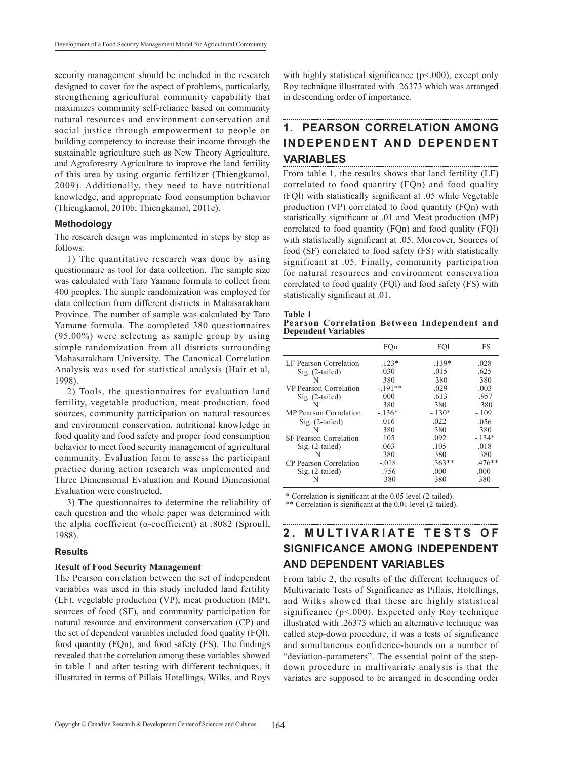security management should be included in the research designed to cover for the aspect of problems, particularly, strengthening agricultural community capability that maximizes community self-reliance based on community natural resources and environment conservation and social justice through empowerment to people on building competency to increase their income through the sustainable agriculture such as New Theory Agriculture, and Agroforestry Agriculture to improve the land fertility of this area by using organic fertilizer (Thiengkamol, 2009). Additionally, they need to have nutritional knowledge, and appropriate food consumption behavior (Thiengkamol, 2010b; Thiengkamol, 2011c).

### Methodology

The research design was implemented in steps by step as follows:

1) The quantitative research was done by using questionnaire as tool for data collection. The sample size was calculated with Taro Yamane formula to collect from 400 peoples. The simple randomization was employed for data collection from different districts in Mahasarakham Province. The number of sample was calculated by Taro Yamane formula. The completed 380 questionnaires (95.00%) were selecting as sample group by using simple randomization from all districts surrounding Mahasarakham University. The Canonical Correlation Analysis was used for statistical analysis (Hair et al, 1998).

2) Tools, the questionnaires for evaluation land fertility, vegetable production, meat production, food sources, community participation on natural resources and environment conservation, nutritional knowledge in food quality and food safety and proper food consumption behavior to meet food security management of agricultural community. Evaluation form to assess the participant practice during action research was implemented and Three Dimensional Evaluation and Round Dimensional Evaluation were constructed.

3) The questionnaires to determine the reliability of each question and the whole paper was determined with the alpha coefficient (α-coefficient) at .8082 (Sproull, 1988).

### Results

#### Result of Food Security Management

The Pearson correlation between the set of independent variables was used in this study included land fertility (LF), vegetable production (VP), meat production (MP), sources of food (SF), and community participation for natural resource and environment conservation (CP) and the set of dependent variables included food quality (FQl), food quantity (FQn), and food safety (FS). The findings revealed that the correlation among these variables showed in table 1 and after testing with different techniques, it illustrated in terms of Pillais Hotellings, Wilks, and Roys with highly statistical significance ($p<.000$), except only Roy technique illustrated with .26373 which was arranged in descending order of importance.

## 1. PEARSON CORRELATION AMONG INDEPENDENT AND DEPENDENT VARIABLES

From table 1, the results shows that land fertility (LF) correlated to food quantity (FQn) and food quality (FQl) with statistically significant at .05 while Vegetable production (VP) correlated to food quantity (FQn) with statistically significant at .01 and Meat production (MP) correlated to food quantity (FQn) and food quality (FQl) with statistically significant at .05. Moreover, Sources of food (SF) correlated to food safety (FS) with statistically significant at .05. Finally, community participation for natural resources and environment conservation correlated to food quality (FQl) and food safety (FS) with statistically significant at .01.

**Table 1**
**Pearson Correlation Between Independent and Dependent Variables**

| | FQn | FQl | FS |
|---|---|---|---|
| LF Pearson Correlation | .123* | .139* | .028 |
| Sig. (2-tailed) | .030 | .015 | .625 |
| N | 380 | 380 | 380 |
| VP Pearson Correlation | -.191** | .029 | -.003 |
| Sig. (2-tailed) | .000 | .613 | .957 |
| N | 380 | 380 | 380 |
| MP Pearson Correlation | -.136* | -.130* | -.109 |
| Sig. (2-tailed) | .016 | .022 | .056 |
| N | 380 | 380 | 380 |
| SF Pearson Correlation | .105 | .092 | -.134* |
| Sig. (2-tailed) | .063 | .105 | .018 |
| N | 380 | 380 | 380 |
| CP Pearson Correlation | -.018 | .363** | .476** |
| Sig. (2-tailed) | .756 | .000 | .000 |
| N | 380 | 380 | 380 |

\* Correlation is significant at the 0.05 level (2-tailed).
\** Correlation is significant at the 0.01 level (2-tailed).

## 2. MULTIVARIATE TESTS OF SIGNIFICANCE AMONG INDEPENDENT AND DEPENDENT VARIABLES

From table 2, the results of the different techniques of Multivariate Tests of Significance as Pillais, Hotellings, and Wilks showed that these are highly statistical significance ($p<.000$). Expected only Roy technique illustrated with .26373 which an alternative technique was called step-down procedure, it was a tests of significance and simultaneous confidence-bounds on a number of "deviation-parameters". The essential point of the step-down procedure in multivariate analysis is that the variates are supposed to be arranged in descending order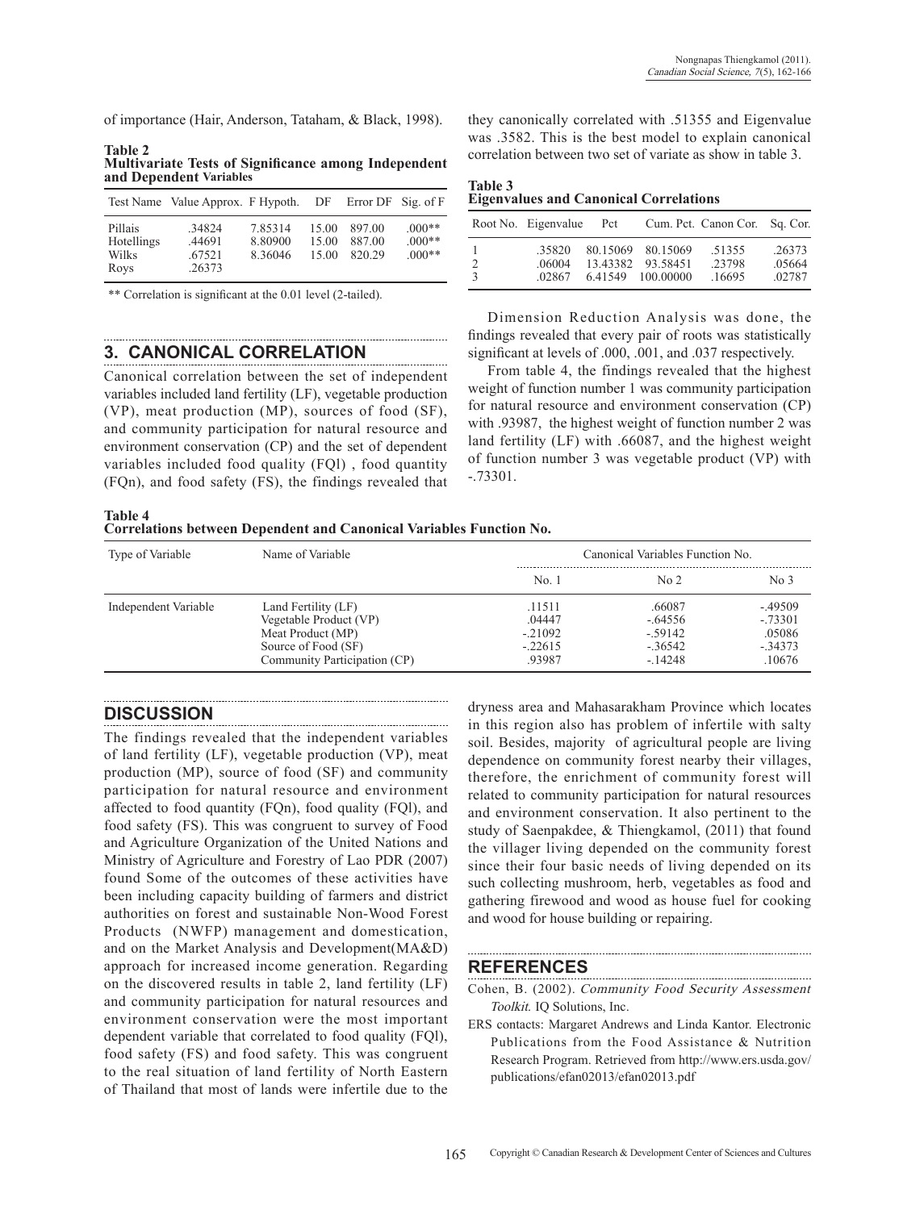of importance (Hair, Anderson, Tataham, & Black, 1998).

**Table 2**
**Multivariate Tests of Significance among Independent and Dependent Variables**

| Test Name | Value | Approx. F | Hypoth. DF | Error DF | Sig. of F |
|---|---|---|---|---|---|
| Pillais | .34824 | 7.85314 | 15.00 | 897.00 | .000** |
| Hotellings | .44691 | 8.80900 | 15.00 | 887.00 | .000** |
| Wilks | .67521 | 8.36046 | 15.00 | 820.29 | .000** |
| Roys | .26373 | | | | |

** Correlation is significant at the 0.01 level (2-tailed).

## 3. CANONICAL CORRELATION

Canonical correlation between the set of independent variables included land fertility (LF), vegetable production (VP), meat production (MP), sources of food (SF), and community participation for natural resource and environment conservation (CP) and the set of dependent variables included food quality (FQl) , food quantity (FQn), and food safety (FS), the findings revealed that they canonically correlated with .51355 and Eigenvalue was .3582. This is the best model to explain canonical correlation between two set of variate as show in table 3.

**Table 3**
**Eigenvalues and Canonical Correlations**

| Root No. | Eigenvalue | Pct | Cum. Pct. | Canon Cor. | Sq. Cor. |
|---|---|---|---|---|---|
| 1 | .35820 | 80.15069 | 80.15069 | .51355 | .26373 |
| 2 | .06004 | 13.43382 | 93.58451 | .23798 | .05664 |
| 3 | .02867 | 6.41549 | 100.00000 | .16695 | .02787 |

Dimension Reduction Analysis was done, the findings revealed that every pair of roots was statistically significant at levels of .000, .001, and .037 respectively.

From table 4, the findings revealed that the highest weight of function number 1 was community participation for natural resource and environment conservation (CP) with .93987, the highest weight of function number 2 was land fertility (LF) with .66087, and the highest weight of function number 3 was vegetable product (VP) with -.73301.

**Table 4**
**Correlations between Dependent and Canonical Variables Function No.**

| Type of Variable | Name of Variable | Canonical Variables Function No. | | |
|---|---|---|---|---|
| | | No. 1 | No 2 | No 3 |
| Independent Variable | Land Fertility (LF) | .11511 | .66087 | -.49509 |
| | Vegetable Product (VP) | .04447 | -.64556 | -.73301 |
| | Meat Product (MP) | -.21092 | -.59142 | .05086 |
| | Source of Food (SF) | -.22615 | -.36542 | -.34373 |
| | Community Participation (CP) | .93987 | -.14248 | .10676 |

## DISCUSSION

The findings revealed that the independent variables of land fertility (LF), vegetable production (VP), meat production (MP), source of food (SF) and community participation for natural resource and environment affected to food quantity (FQn), food quality (FQl), and food safety (FS). This was congruent to survey of Food and Agriculture Organization of the United Nations and Ministry of Agriculture and Forestry of Lao PDR (2007) found Some of the outcomes of these activities have been including capacity building of farmers and district authorities on forest and sustainable Non-Wood Forest Products (NWFP) management and domestication, and on the Market Analysis and Development(MA&D) approach for increased income generation. Regarding on the discovered results in table 2, land fertility (LF) and community participation for natural resources and environment conservation were the most important dependent variable that correlated to food quality (FQl), food safety (FS) and food safety. This was congruent to the real situation of land fertility of North Eastern of Thailand that most of lands were infertile due to the dryness area and Mahasarakham Province which locates in this region also has problem of infertile with salty soil. Besides, majority of agricultural people are living dependence on community forest nearby their villages, therefore, the enrichment of community forest will related to community participation for natural resources and environment conservation. It also pertinent to the study of Saenpakdee, & Thiengkamol, (2011) that found the villager living depended on the community forest since their four basic needs of living depended on its such collecting mushroom, herb, vegetables as food and gathering firewood and wood as house fuel for cooking and wood for house building or repairing.

## REFERENCES

Cohen, B. (2002). *Community Food Security Assessment Toolkit*. IQ Solutions, Inc.

ERS contacts: Margaret Andrews and Linda Kantor. Electronic Publications from the Food Assistance & Nutrition Research Program. Retrieved from http://www.ers.usda.gov/publications/efan02013/efan02013.pdf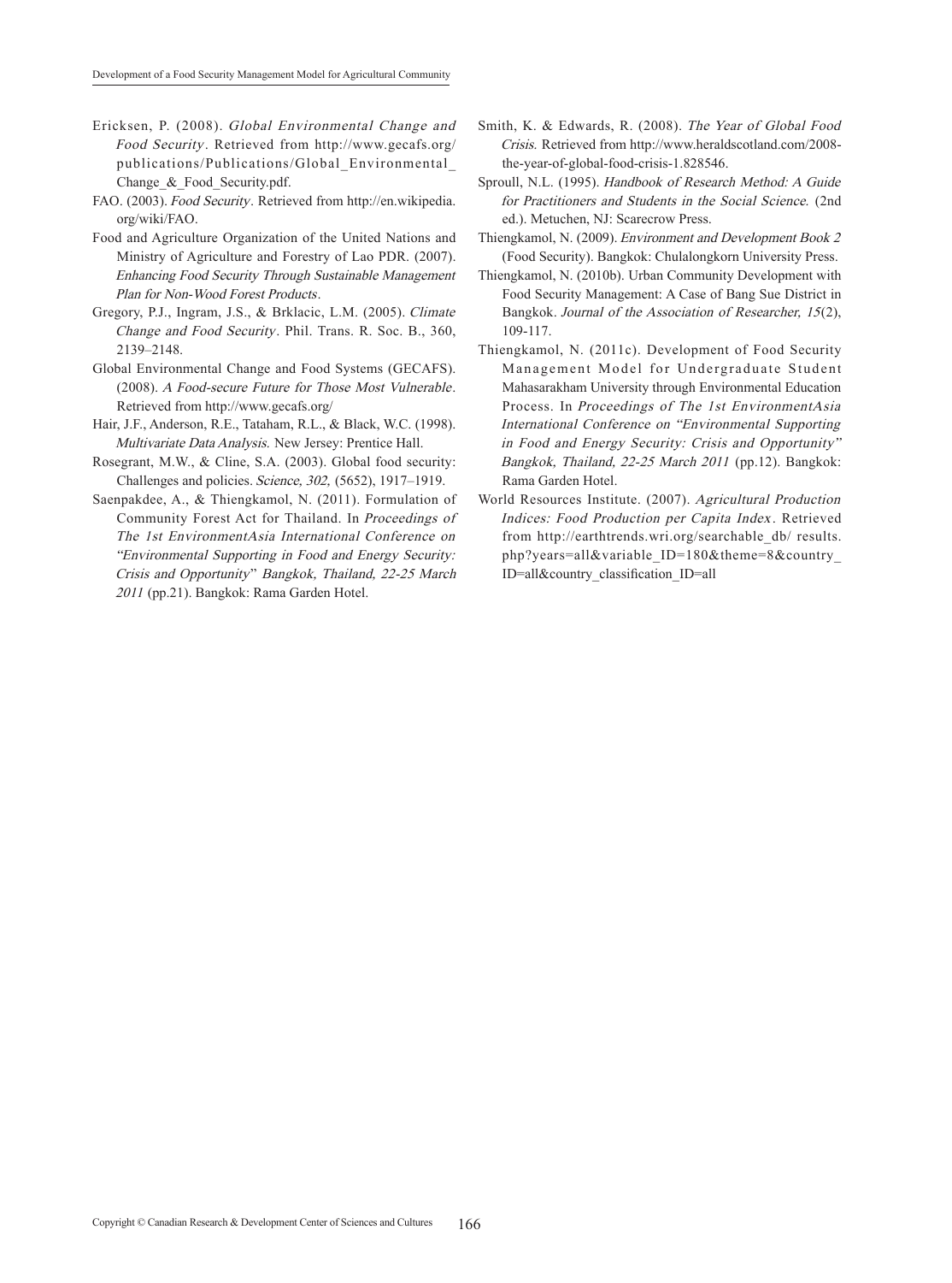Ericksen, P. (2008). *Global Environmental Change and Food Security*. Retrieved from http://www.gecafs.org/publications/Publications/Global_Environmental_Change_&_Food_Security.pdf.

FAO. (2003). *Food Security*. Retrieved from http://en.wikipedia.org/wiki/FAO.

Food and Agriculture Organization of the United Nations and Ministry of Agriculture and Forestry of Lao PDR. (2007). *Enhancing Food Security Through Sustainable Management Plan for Non-Wood Forest Products*.

Gregory, P.J., Ingram, J.S., & Brklacic, L.M. (2005). *Climate Change and Food Security*. Phil. Trans. R. Soc. B., 360, 2139–2148.

Global Environmental Change and Food Systems (GECAFS). (2008). *A Food-secure Future for Those Most Vulnerable*. Retrieved from http://www.gecafs.org/

Hair, J.F., Anderson, R.E., Tataham, R.L., & Black, W.C. (1998). *Multivariate Data Analysis.* New Jersey: Prentice Hall.

Rosegrant, M.W., & Cline, S.A. (2003). Global food security: Challenges and policies. *Science, 302*, (5652), 1917–1919.

Saenpakdee, A., & Thiengkamol, N. (2011). Formulation of Community Forest Act for Thailand. In *Proceedings of The 1st EnvironmentAsia International Conference on "Environmental Supporting in Food and Energy Security: Crisis and Opportunity" Bangkok, Thailand, 22-25 March 2011* (pp.21). Bangkok: Rama Garden Hotel.

Smith, K. & Edwards, R. (2008). *The Year of Global Food Crisis.* Retrieved from http://www.heraldscotland.com/2008-the-year-of-global-food-crisis-1.828546.

Sproull, N.L. (1995). *Handbook of Research Method: A Guide for Practitioners and Students in the Social Science.* (2nd ed.). Metuchen, NJ: Scarecrow Press.

Thiengkamol, N. (2009). *Environment and Development Book 2* (Food Security). Bangkok: Chulalongkorn University Press.

Thiengkamol, N. (2010b). Urban Community Development with Food Security Management: A Case of Bang Sue District in Bangkok. *Journal of the Association of Researcher, 15*(2), 109-117.

Thiengkamol, N. (2011c). Development of Food Security Management Model for Undergraduate Student Mahasarakham University through Environmental Education Process. In *Proceedings of The 1st EnvironmentAsia International Conference on "Environmental Supporting in Food and Energy Security: Crisis and Opportunity" Bangkok, Thailand, 22-25 March 2011* (pp.12). Bangkok: Rama Garden Hotel.

World Resources Institute. (2007). *Agricultural Production Indices: Food Production per Capita Index*. Retrieved from http://earthtrends.wri.org/searchable_db/ results.php?years=all&variable_ID=180&theme=8&country_ID=all&country_classification_ID=all